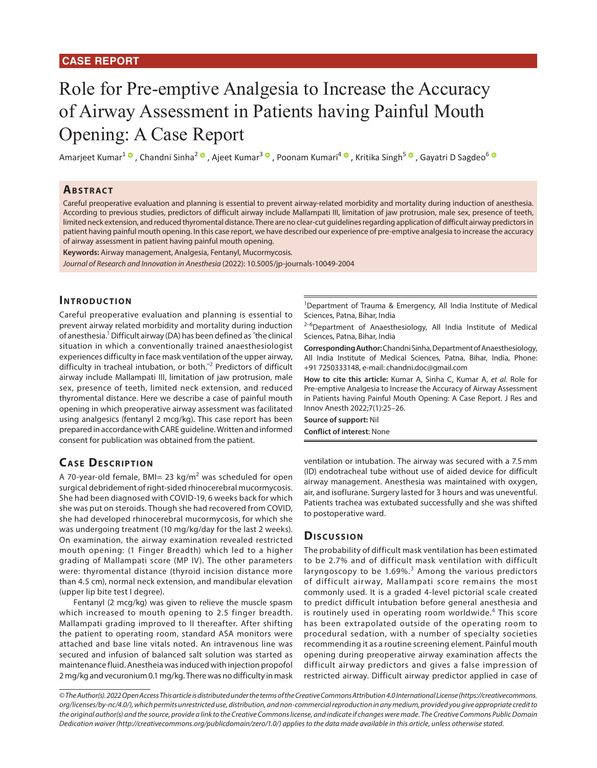CASE REPORT

# Role for Pre-emptive Analgesia to Increase the Accuracy of Airway Assessment in Patients having Painful Mouth Opening: A Case Report

Amarjeet Kumar[1], Chandni Sinha[2], Ajeet Kumar[3], Poonam Kumari[4], Kritika Singh[5], Gayatri D Sagdeo[6]

## Abstract

Careful preoperative evaluation and planning is essential to prevent airway-related morbidity and mortality during induction of anesthesia. According to previous studies, predictors of difficult airway include Mallampati III, limitation of jaw protrusion, male sex, presence of teeth, limited neck extension, and reduced thyromental distance. There are no clear-cut guidelines regarding application of difficult airway predictors in patient having painful mouth opening. In this case report, we have described our experience of pre-emptive analgesia to increase the accuracy of airway assessment in patient having painful mouth opening.

**Keywords:** Airway management, Analgesia, Fentanyl, Mucormycosis.

*Journal of Research and Innovation in Anesthesia* (2022): 10.5005/jp-journals-10049-2004

## Introduction

Careful preoperative evaluation and planning is essential to prevent airway related morbidity and mortality during induction of anesthesia.[1] Difficult airway (DA) has been defined as "the clinical situation in which a conventionally trained anaesthesiologist experiences difficulty in face mask ventilation of the upper airway, difficulty in tracheal intubation, or both."[2] Predictors of difficult airway include Mallampati III, limitation of jaw protrusion, male sex, presence of teeth, limited neck extension, and reduced thyromental distance. Here we describe a case of painful mouth opening in which preoperative airway assessment was facilitated using analgesics (fentanyl 2 mcg/kg). This case report has been prepared in accordance with CARE guideline. Written and informed consent for publication was obtained from the patient.

[1]Department of Trauma & Emergency, All India Institute of Medical Sciences, Patna, Bihar, India

[2–6]Department of Anaesthesiology, All India Institute of Medical Sciences, Patna, Bihar, India

**Corresponding Author:** Chandni Sinha, Department of Anaesthesiology, All India Institute of Medical Sciences, Patna, Bihar, India, Phone: +91 7250333148, e-mail: chandni.doc@gmail.com

**How to cite this article:** Kumar A, Sinha C, Kumar A, *et al.* Role for Pre-emptive Analgesia to Increase the Accuracy of Airway Assessment in Patients having Painful Mouth Opening: A Case Report. J Res and Innov Anesth 2022;7(1):25–26.

**Source of support:** Nil

**Conflict of interest**: None

## Case Description

A 70-year-old female, BMI= 23 kg/m$^2$ was scheduled for open surgical debridement of right-sided rhinocerebral mucormycosis. She had been diagnosed with COVID-19, 6 weeks back for which she was put on steroids. Though she had recovered from COVID, she had developed rhinocerebral mucormycosis, for which she was undergoing treatment (10 mg/kg/day for the last 2 weeks). On examination, the airway examination revealed restricted mouth opening: (1 Finger Breadth) which led to a higher grading of Mallampati score (MP IV). The other parameters were: thyromental distance (thyroid incision distance more than 4.5 cm), normal neck extension, and mandibular elevation (upper lip bite test I degree).

Fentanyl (2 mcg/kg) was given to relieve the muscle spasm which increased to mouth opening to 2.5 finger breadth. Mallampati grading improved to II thereafter. After shifting the patient to operating room, standard ASA monitors were attached and base line vitals noted. An intravenous line was secured and infusion of balanced salt solution was started as maintenance fluid. Anestheia was induced with injection propofol 2 mg/kg and vecuronium 0.1 mg/kg. There was no difficulty in mask ventilation or intubation. The airway was secured with a 7.5 mm (ID) endotracheal tube without use of aided device for difficult airway management. Anesthesia was maintained with oxygen, air, and isoflurane. Surgery lasted for 3 hours and was uneventful. Patients trachea was extubated successfully and she was shifted to postoperative ward.

## Discussion

The probability of difficult mask ventilation has been estimated to be 2.7% and of difficult mask ventilation with difficult laryngoscopy to be 1.69%.[3] Among the various predictors of difficult airway, Mallampati score remains the most commonly used. It is a graded 4-level pictorial scale created to predict difficult intubation before general anesthesia and is routinely used in operating room worldwide.[4] This score has been extrapolated outside of the operating room to procedural sedation, with a number of specialty societies recommending it as a routine screening element. Painful mouth opening during preoperative airway examination affects the difficult airway predictors and gives a false impression of restricted airway. Difficult airway predictor applied in case of

*© The Author(s). 2022 Open Access This article is distributed under the terms of the Creative Commons Attribution 4.0 International License (https://creativecommons.org/licenses/by-nc/4.0/), which permits unrestricted use, distribution, and non-commercial reproduction in any medium, provided you give appropriate credit to the original author(s) and the source, provide a link to the Creative Commons license, and indicate if changes were made. The Creative Commons Public Domain Dedication waiver (http://creativecommons.org/publicdomain/zero/1.0/) applies to the data made available in this article, unless otherwise stated.*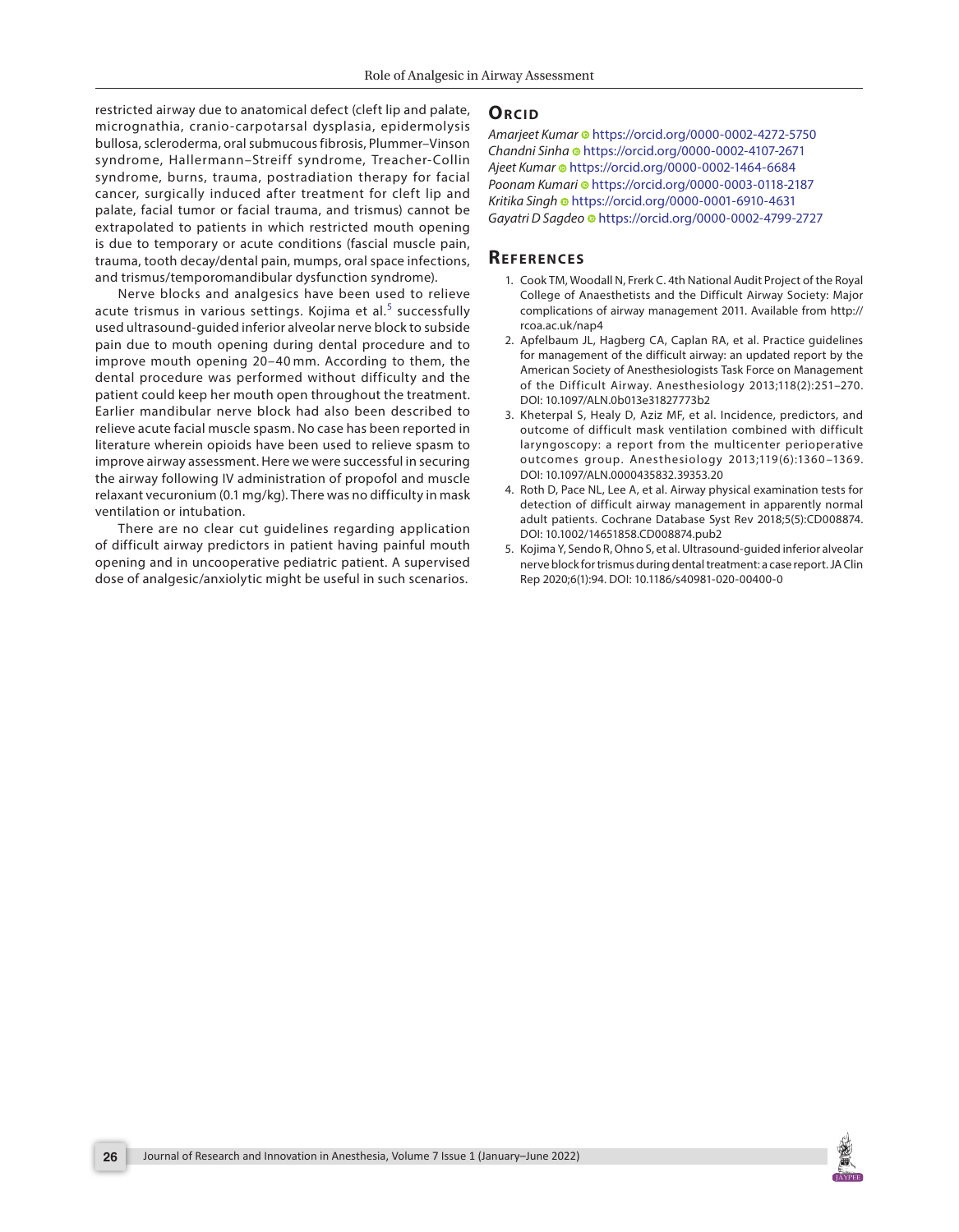restricted airway due to anatomical defect (cleft lip and palate, micrognathia, cranio-carpotarsal dysplasia, epidermolysis bullosa, scleroderma, oral submucous fibrosis, Plummer–Vinson syndrome, Hallermann–Streiff syndrome, Treacher-Collin syndrome, burns, trauma, postradiation therapy for facial cancer, surgically induced after treatment for cleft lip and palate, facial tumor or facial trauma, and trismus) cannot be extrapolated to patients in which restricted mouth opening is due to temporary or acute conditions (fascial muscle pain, trauma, tooth decay/dental pain, mumps, oral space infections, and trismus/temporomandibular dysfunction syndrome).

Nerve blocks and analgesics have been used to relieve acute trismus in various settings. Kojima et al.[5] successfully used ultrasound-guided inferior alveolar nerve block to subside pain due to mouth opening during dental procedure and to improve mouth opening 20–40 mm. According to them, the dental procedure was performed without difficulty and the patient could keep her mouth open throughout the treatment. Earlier mandibular nerve block had also been described to relieve acute facial muscle spasm. No case has been reported in literature wherein opioids have been used to relieve spasm to improve airway assessment. Here we were successful in securing the airway following IV administration of propofol and muscle relaxant vecuronium (0.1 mg/kg). There was no difficulty in mask ventilation or intubation.

There are no clear cut guidelines regarding application of difficult airway predictors in patient having painful mouth opening and in uncooperative pediatric patient. A supervised dose of analgesic/anxiolytic might be useful in such scenarios.

## Orcid

*Amarjeet Kumar* https://orcid.org/0000-0002-4272-5750
*Chandni Sinha* https://orcid.org/0000-0002-4107-2671
*Ajeet Kumar* https://orcid.org/0000-0002-1464-6684
*Poonam Kumari* https://orcid.org/0000-0003-0118-2187
*Kritika Singh* https://orcid.org/0000-0001-6910-4631
*Gayatri D Sagdeo* https://orcid.org/0000-0002-4799-2727

## References

1. Cook TM, Woodall N, Frerk C. 4th National Audit Project of the Royal College of Anaesthetists and the Difficult Airway Society: Major complications of airway management 2011. Available from http://rcoa.ac.uk/nap4
2. Apfelbaum JL, Hagberg CA, Caplan RA, et al. Practice guidelines for management of the difficult airway: an updated report by the American Society of Anesthesiologists Task Force on Management of the Difficult Airway. Anesthesiology 2013;118(2):251–270. DOI: 10.1097/ALN.0b013e31827773b2
3. Kheterpal S, Healy D, Aziz MF, et al. Incidence, predictors, and outcome of difficult mask ventilation combined with difficult laryngoscopy: a report from the multicenter perioperative outcomes group. Anesthesiology 2013;119(6):1360–1369. DOI: 10.1097/ALN.0000435832.39353.20
4. Roth D, Pace NL, Lee A, et al. Airway physical examination tests for detection of difficult airway management in apparently normal adult patients. Cochrane Database Syst Rev 2018;5(5):CD008874. DOI: 10.1002/14651858.CD008874.pub2
5. Kojima Y, Sendo R, Ohno S, et al. Ultrasound-guided inferior alveolar nerve block for trismus during dental treatment: a case report. JA Clin Rep 2020;6(1):94. DOI: 10.1186/s40981-020-00400-0